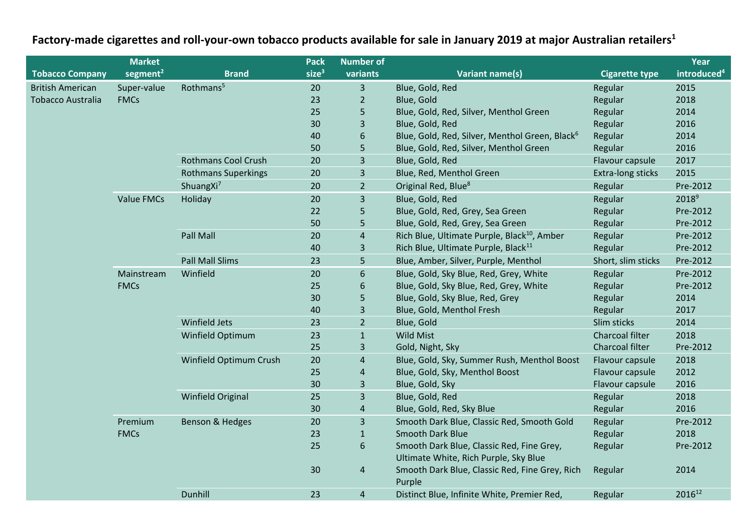# Factory-made cigarettes and roll-your-own tobacco products available for sale in January 2019 at major Australian retailers[1]

| Tobacco Company | Market segment[2] | Brand | Pack size[3] | Number of variants | Variant name(s) | Cigarette type | Year introduced[4] |
|---|---|---|---|---|---|---|---|
| British American Tobacco Australia | Super-value FMCs | Rothmans[5] | 20 | 3 | Blue, Gold, Red | Regular | 2015 |
| | | | 23 | 2 | Blue, Gold | Regular | 2018 |
| | | | 25 | 5 | Blue, Gold, Red, Silver, Menthol Green | Regular | 2014 |
| | | | 30 | 3 | Blue, Gold, Red | Regular | 2016 |
| | | | 40 | 6 | Blue, Gold, Red, Silver, Menthol Green, Black[6] | Regular | 2014 |
| | | | 50 | 5 | Blue, Gold, Red, Silver, Menthol Green | Regular | 2016 |
| | | Rothmans Cool Crush | 20 | 3 | Blue, Gold, Red | Flavour capsule | 2017 |
| | | Rothmans Superkings | 20 | 3 | Blue, Red, Menthol Green | Extra-long sticks | 2015 |
| | | ShuangXi[7] | 20 | 2 | Original Red, Blue[8] | Regular | Pre-2012 |
| | Value FMCs | Holiday | 20 | 3 | Blue, Gold, Red | Regular | 2018[9] |
| | | | 22 | 5 | Blue, Gold, Red, Grey, Sea Green | Regular | Pre-2012 |
| | | | 50 | 5 | Blue, Gold, Red, Grey, Sea Green | Regular | Pre-2012 |
| | | Pall Mall | 20 | 4 | Rich Blue, Ultimate Purple, Black[10], Amber | Regular | Pre-2012 |
| | | | 40 | 3 | Rich Blue, Ultimate Purple, Black[11] | Regular | Pre-2012 |
| | | Pall Mall Slims | 23 | 5 | Blue, Amber, Silver, Purple, Menthol | Short, slim sticks | Pre-2012 |
| | Mainstream FMCs | Winfield | 20 | 6 | Blue, Gold, Sky Blue, Red, Grey, White | Regular | Pre-2012 |
| | | | 25 | 6 | Blue, Gold, Sky Blue, Red, Grey, White | Regular | Pre-2012 |
| | | | 30 | 5 | Blue, Gold, Sky Blue, Red, Grey | Regular | 2014 |
| | | | 40 | 3 | Blue, Gold, Menthol Fresh | Regular | 2017 |
| | | Winfield Jets | 23 | 2 | Blue, Gold | Slim sticks | 2014 |
| | | Winfield Optimum | 23 | 1 | Wild Mist | Charcoal filter | 2018 |
| | | | 25 | 3 | Gold, Night, Sky | Charcoal filter | Pre-2012 |
| | | Winfield Optimum Crush | 20 | 4 | Blue, Gold, Sky, Summer Rush, Menthol Boost | Flavour capsule | 2018 |
| | | | 25 | 4 | Blue, Gold, Sky, Menthol Boost | Flavour capsule | 2012 |
| | | | 30 | 3 | Blue, Gold, Sky | Flavour capsule | 2016 |
| | | Winfield Original | 25 | 3 | Blue, Gold, Red | Regular | 2018 |
| | | | 30 | 4 | Blue, Gold, Red, Sky Blue | Regular | 2016 |
| | Premium FMCs | Benson & Hedges | 20 | 3 | Smooth Dark Blue, Classic Red, Smooth Gold | Regular | Pre-2012 |
| | | | 23 | 1 | Smooth Dark Blue | Regular | 2018 |
| | | | 25 | 6 | Smooth Dark Blue, Classic Red, Fine Grey, Ultimate White, Rich Purple, Sky Blue | Regular | Pre-2012 |
| | | | 30 | 4 | Smooth Dark Blue, Classic Red, Fine Grey, Rich Purple | Regular | 2014 |
| | | Dunhill | 23 | 4 | Distinct Blue, Infinite White, Premier Red, | Regular | 2016[12] |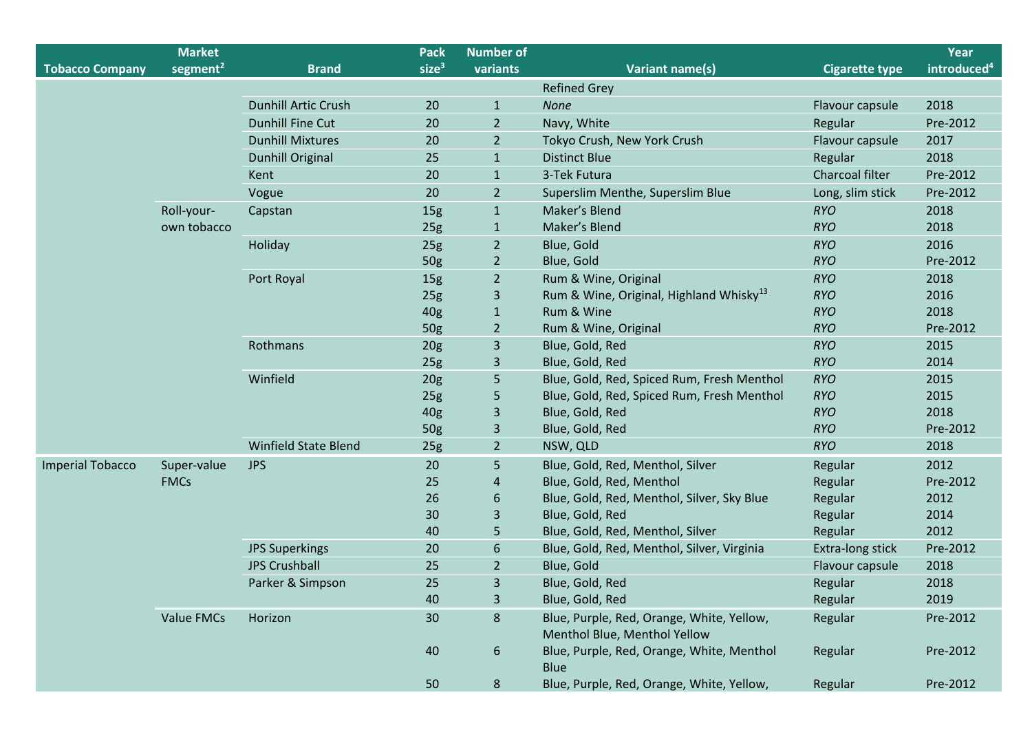| Tobacco Company | Market segment[2] | Brand | Pack size[3] | Number of variants | Variant name(s) | Cigarette type | Year introduced[4] |
|---|---|---|---|---|---|---|---|
| | | | | | Refined Grey | | |
| | | Dunhill Artic Crush | 20 | 1 | *None* | Flavour capsule | 2018 |
| | | Dunhill Fine Cut | 20 | 2 | Navy, White | Regular | Pre-2012 |
| | | Dunhill Mixtures | 20 | 2 | Tokyo Crush, New York Crush | Flavour capsule | 2017 |
| | | Dunhill Original | 25 | 1 | Distinct Blue | Regular | 2018 |
| | | Kent | 20 | 1 | 3-Tek Futura | Charcoal filter | Pre-2012 |
| | | Vogue | 20 | 2 | Superslim Menthe, Superslim Blue | Long, slim stick | Pre-2012 |
| | Roll-your-own tobacco | Capstan | 15g | 1 | Maker's Blend | *RYO* | 2018 |
| | | | 25g | 1 | Maker's Blend | *RYO* | 2018 |
| | | Holiday | 25g | 2 | Blue, Gold | *RYO* | 2016 |
| | | | 50g | 2 | Blue, Gold | *RYO* | Pre-2012 |
| | | Port Royal | 15g | 2 | Rum & Wine, Original | *RYO* | 2018 |
| | | | 25g | 3 | Rum & Wine, Original, Highland Whisky[13] | *RYO* | 2016 |
| | | | 40g | 1 | Rum & Wine | *RYO* | 2018 |
| | | | 50g | 2 | Rum & Wine, Original | *RYO* | Pre-2012 |
| | | Rothmans | 20g | 3 | Blue, Gold, Red | *RYO* | 2015 |
| | | | 25g | 3 | Blue, Gold, Red | *RYO* | 2014 |
| | | Winfield | 20g | 5 | Blue, Gold, Red, Spiced Rum, Fresh Menthol | *RYO* | 2015 |
| | | | 25g | 5 | Blue, Gold, Red, Spiced Rum, Fresh Menthol | *RYO* | 2015 |
| | | | 40g | 3 | Blue, Gold, Red | *RYO* | 2018 |
| | | | 50g | 3 | Blue, Gold, Red | *RYO* | Pre-2012 |
| | | Winfield State Blend | 25g | 2 | NSW, QLD | *RYO* | 2018 |
| Imperial Tobacco | Super-value FMCs | JPS | 20 | 5 | Blue, Gold, Red, Menthol, Silver | Regular | 2012 |
| | | | 25 | 4 | Blue, Gold, Red, Menthol | Regular | Pre-2012 |
| | | | 26 | 6 | Blue, Gold, Red, Menthol, Silver, Sky Blue | Regular | 2012 |
| | | | 30 | 3 | Blue, Gold, Red | Regular | 2014 |
| | | | 40 | 5 | Blue, Gold, Red, Menthol, Silver | Regular | 2012 |
| | | JPS Superkings | 20 | 6 | Blue, Gold, Red, Menthol, Silver, Virginia | Extra-long stick | Pre-2012 |
| | | JPS Crushball | 25 | 2 | Blue, Gold | Flavour capsule | 2018 |
| | | Parker & Simpson | 25 | 3 | Blue, Gold, Red | Regular | 2018 |
| | | | 40 | 3 | Blue, Gold, Red | Regular | 2019 |
| | Value FMCs | Horizon | 30 | 8 | Blue, Purple, Red, Orange, White, Yellow, Menthol Blue, Menthol Yellow | Regular | Pre-2012 |
| | | | 40 | 6 | Blue, Purple, Red, Orange, White, Menthol Blue | Regular | Pre-2012 |
| | | | 50 | 8 | Blue, Purple, Red, Orange, White, Yellow, | Regular | Pre-2012 |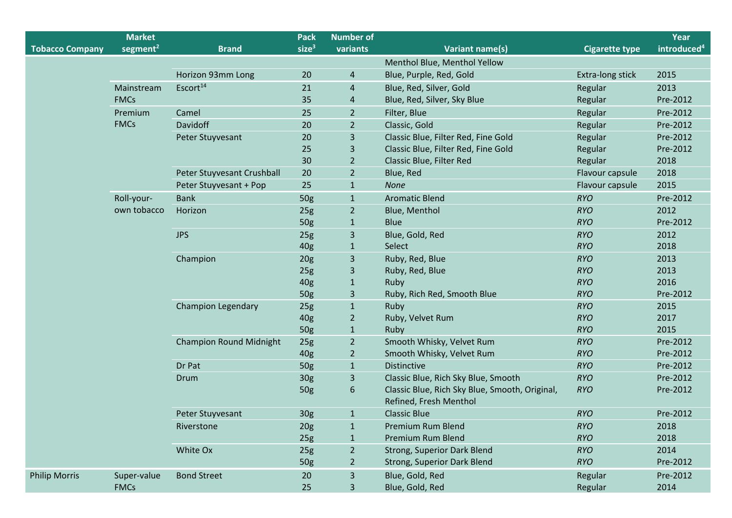| Tobacco Company | Market segment[2] | Brand | Pack size[3] | Number of variants | Variant name(s) | Cigarette type | Year introduced[4] |
|---|---|---|---|---|---|---|---|
| | | | | | Menthol Blue, Menthol Yellow | | |
| | | Horizon 93mm Long | 20 | 4 | Blue, Purple, Red, Gold | Extra-long stick | 2015 |
| | Mainstream FMCs | Escort[14] | 21 | 4 | Blue, Red, Silver, Gold | Regular | 2013 |
| | | | 35 | 4 | Blue, Red, Silver, Sky Blue | Regular | Pre-2012 |
| | Premium FMCs | Camel | 25 | 2 | Filter, Blue | Regular | Pre-2012 |
| | | Davidoff | 20 | 2 | Classic, Gold | Regular | Pre-2012 |
| | | Peter Stuyvesant | 20 | 3 | Classic Blue, Filter Red, Fine Gold | Regular | Pre-2012 |
| | | | 25 | 3 | Classic Blue, Filter Red, Fine Gold | Regular | Pre-2012 |
| | | | 30 | 2 | Classic Blue, Filter Red | Regular | 2018 |
| | | Peter Stuyvesant Crushball | 20 | 2 | Blue, Red | Flavour capsule | 2018 |
| | | Peter Stuyvesant + Pop | 25 | 1 | *None* | Flavour capsule | 2015 |
| | Roll-your-own tobacco | Bank | 50g | 1 | Aromatic Blend | *RYO* | Pre-2012 |
| | | Horizon | 25g | 2 | Blue, Menthol | *RYO* | 2012 |
| | | | 50g | 1 | Blue | *RYO* | Pre-2012 |
| | | JPS | 25g | 3 | Blue, Gold, Red | *RYO* | 2012 |
| | | | 40g | 1 | Select | *RYO* | 2018 |
| | | Champion | 20g | 3 | Ruby, Red, Blue | *RYO* | 2013 |
| | | | 25g | 3 | Ruby, Red, Blue | *RYO* | 2013 |
| | | | 40g | 1 | Ruby | *RYO* | 2016 |
| | | | 50g | 3 | Ruby, Rich Red, Smooth Blue | *RYO* | Pre-2012 |
| | | Champion Legendary | 25g | 1 | Ruby | *RYO* | 2015 |
| | | | 40g | 2 | Ruby, Velvet Rum | *RYO* | 2017 |
| | | | 50g | 1 | Ruby | *RYO* | 2015 |
| | | Champion Round Midnight | 25g | 2 | Smooth Whisky, Velvet Rum | *RYO* | Pre-2012 |
| | | | 40g | 2 | Smooth Whisky, Velvet Rum | *RYO* | Pre-2012 |
| | | Dr Pat | 50g | 1 | Distinctive | *RYO* | Pre-2012 |
| | | Drum | 30g | 3 | Classic Blue, Rich Sky Blue, Smooth | *RYO* | Pre-2012 |
| | | | 50g | 6 | Classic Blue, Rich Sky Blue, Smooth, Original, Refined, Fresh Menthol | *RYO* | Pre-2012 |
| | | Peter Stuyvesant | 30g | 1 | Classic Blue | *RYO* | Pre-2012 |
| | | Riverstone | 20g | 1 | Premium Rum Blend | *RYO* | 2018 |
| | | | 25g | 1 | Premium Rum Blend | *RYO* | 2018 |
| | | White Ox | 25g | 2 | Strong, Superior Dark Blend | *RYO* | 2014 |
| | | | 50g | 2 | Strong, Superior Dark Blend | *RYO* | Pre-2012 |
| Philip Morris | Super-value FMCs | Bond Street | 20 | 3 | Blue, Gold, Red | Regular | Pre-2012 |
| | | | 25 | 3 | Blue, Gold, Red | Regular | 2014 |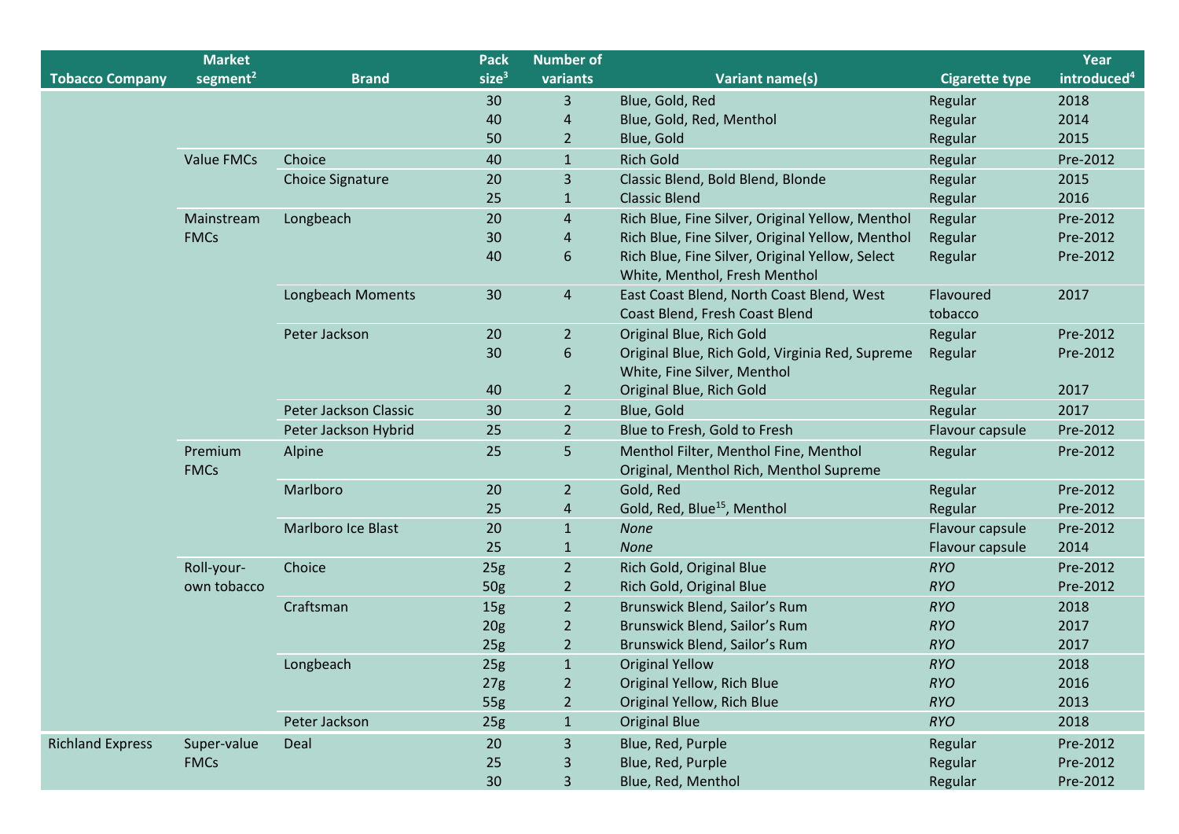| Tobacco Company | Market segment[2] | Brand | Pack size[3] | Number of variants | Variant name(s) | Cigarette type | Year introduced[4] |
|---|---|---|---|---|---|---|---|
| | | | 30 | 3 | Blue, Gold, Red | Regular | 2018 |
| | | | 40 | 4 | Blue, Gold, Red, Menthol | Regular | 2014 |
| | | | 50 | 2 | Blue, Gold | Regular | 2015 |
| | Value FMCs | Choice | 40 | 1 | Rich Gold | Regular | Pre-2012 |
| | | Choice Signature | 20 | 3 | Classic Blend, Bold Blend, Blonde | Regular | 2015 |
| | | | 25 | 1 | Classic Blend | Regular | 2016 |
| | Mainstream FMCs | Longbeach | 20 | 4 | Rich Blue, Fine Silver, Original Yellow, Menthol | Regular | Pre-2012 |
| | | | 30 | 4 | Rich Blue, Fine Silver, Original Yellow, Menthol | Regular | Pre-2012 |
| | | | 40 | 6 | Rich Blue, Fine Silver, Original Yellow, Select White, Menthol, Fresh Menthol | Regular | Pre-2012 |
| | | Longbeach Moments | 30 | 4 | East Coast Blend, North Coast Blend, West Coast Blend, Fresh Coast Blend | Flavoured tobacco | 2017 |
| | | Peter Jackson | 20 | 2 | Original Blue, Rich Gold | Regular | Pre-2012 |
| | | | 30 | 6 | Original Blue, Rich Gold, Virginia Red, Supreme White, Fine Silver, Menthol | Regular | Pre-2012 |
| | | | 40 | 2 | Original Blue, Rich Gold | Regular | 2017 |
| | | Peter Jackson Classic | 30 | 2 | Blue, Gold | Regular | 2017 |
| | | Peter Jackson Hybrid | 25 | 2 | Blue to Fresh, Gold to Fresh | Flavour capsule | Pre-2012 |
| | Premium FMCs | Alpine | 25 | 5 | Menthol Filter, Menthol Fine, Menthol Original, Menthol Rich, Menthol Supreme | Regular | Pre-2012 |
| | | Marlboro | 20 | 2 | Gold, Red | Regular | Pre-2012 |
| | | | 25 | 4 | Gold, Red, Blue[15], Menthol | Regular | Pre-2012 |
| | | Marlboro Ice Blast | 20 | 1 | *None* | Flavour capsule | Pre-2012 |
| | | | 25 | 1 | *None* | Flavour capsule | 2014 |
| | Roll-your-own tobacco | Choice | 25g | 2 | Rich Gold, Original Blue | *RYO* | Pre-2012 |
| | | | 50g | 2 | Rich Gold, Original Blue | *RYO* | Pre-2012 |
| | | Craftsman | 15g | 2 | Brunswick Blend, Sailor's Rum | *RYO* | 2018 |
| | | | 20g | 2 | Brunswick Blend, Sailor's Rum | *RYO* | 2017 |
| | | | 25g | 2 | Brunswick Blend, Sailor's Rum | *RYO* | 2017 |
| | | Longbeach | 25g | 1 | Original Yellow | *RYO* | 2018 |
| | | | 27g | 2 | Original Yellow, Rich Blue | *RYO* | 2016 |
| | | | 55g | 2 | Original Yellow, Rich Blue | *RYO* | 2013 |
| | | Peter Jackson | 25g | 1 | Original Blue | *RYO* | 2018 |
| Richland Express | Super-value FMCs | Deal | 20 | 3 | Blue, Red, Purple | Regular | Pre-2012 |
| | | | 25 | 3 | Blue, Red, Purple | Regular | Pre-2012 |
| | | | 30 | 3 | Blue, Red, Menthol | Regular | Pre-2012 |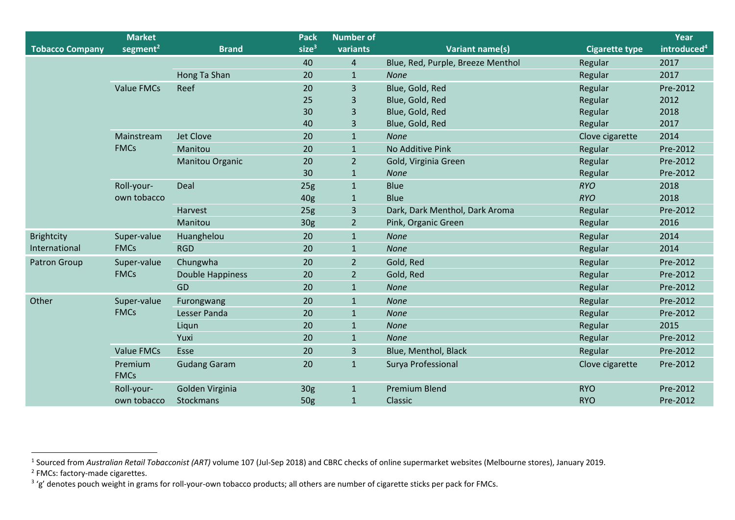| Tobacco Company | Market segment[2] | Brand | Pack size[3] | Number of variants | Variant name(s) | Cigarette type | Year introduced[4] |
|---|---|---|---|---|---|---|---|
| | | | 40 | 4 | Blue, Red, Purple, Breeze Menthol | Regular | 2017 |
| | | Hong Ta Shan | 20 | 1 | *None* | Regular | 2017 |
| | Value FMCs | Reef | 20 | 3 | Blue, Gold, Red | Regular | Pre-2012 |
| | | | 25 | 3 | Blue, Gold, Red | Regular | 2012 |
| | | | 30 | 3 | Blue, Gold, Red | Regular | 2018 |
| | | | 40 | 3 | Blue, Gold, Red | Regular | 2017 |
| | Mainstream FMCs | Jet Clove | 20 | 1 | *None* | Clove cigarette | 2014 |
| | | Manitou | 20 | 1 | No Additive Pink | Regular | Pre-2012 |
| | | Manitou Organic | 20 | 2 | Gold, Virginia Green | Regular | Pre-2012 |
| | | | 30 | 1 | *None* | Regular | Pre-2012 |
| | Roll-your-own tobacco | Deal | 25g | 1 | Blue | *RYO* | 2018 |
| | | | 40g | 1 | Blue | *RYO* | 2018 |
| | | Harvest | 25g | 3 | Dark, Dark Menthol, Dark Aroma | Regular | Pre-2012 |
| | | Manitou | 30g | 2 | Pink, Organic Green | Regular | 2016 |
| Brightcity International | Super-value FMCs | Huanghelou | 20 | 1 | *None* | Regular | 2014 |
| | | RGD | 20 | 1 | *None* | Regular | 2014 |
| Patron Group | Super-value FMCs | Chungwha | 20 | 2 | Gold, Red | Regular | Pre-2012 |
| | | Double Happiness | 20 | 2 | Gold, Red | Regular | Pre-2012 |
| | | GD | 20 | 1 | *None* | Regular | Pre-2012 |
| Other | Super-value FMCs | Furongwang | 20 | 1 | *None* | Regular | Pre-2012 |
| | | Lesser Panda | 20 | 1 | *None* | Regular | Pre-2012 |
| | | Liqun | 20 | 1 | *None* | Regular | 2015 |
| | | Yuxi | 20 | 1 | *None* | Regular | Pre-2012 |
| | Value FMCs | Esse | 20 | 3 | Blue, Menthol, Black | Regular | Pre-2012 |
| | Premium FMCs | Gudang Garam | 20 | 1 | Surya Professional | Clove cigarette | Pre-2012 |
| | Roll-your-own tobacco | Golden Virginia | 30g | 1 | Premium Blend | RYO | Pre-2012 |
| | | Stockmans | 50g | 1 | Classic | RYO | Pre-2012 |

[1] Sourced from *Australian Retail Tobacconist (ART)* volume 107 (Jul-Sep 2018) and CBRC checks of online supermarket websites (Melbourne stores), January 2019.

[2] FMCs: factory-made cigarettes.

[3] 'g' denotes pouch weight in grams for roll-your-own tobacco products; all others are number of cigarette sticks per pack for FMCs.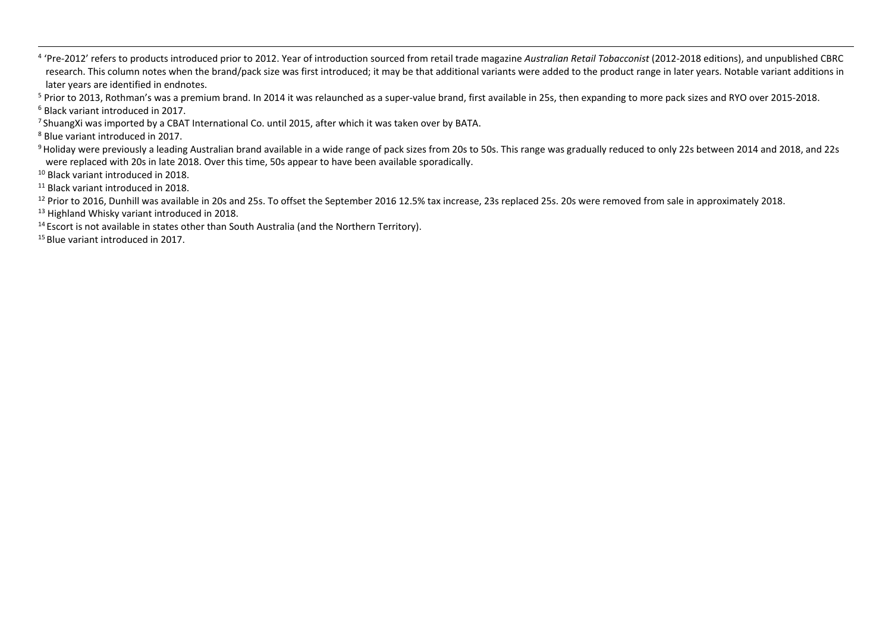[4] 'Pre-2012' refers to products introduced prior to 2012. Year of introduction sourced from retail trade magazine *Australian Retail Tobacconist* (2012-2018 editions), and unpublished CBRC research. This column notes when the brand/pack size was first introduced; it may be that additional variants were added to the product range in later years. Notable variant additions in later years are identified in endnotes.

[5] Prior to 2013, Rothman's was a premium brand. In 2014 it was relaunched as a super-value brand, first available in 25s, then expanding to more pack sizes and RYO over 2015-2018.

[6] Black variant introduced in 2017.

[7] ShuangXi was imported by a CBAT International Co. until 2015, after which it was taken over by BATA.

[8] Blue variant introduced in 2017.

[9] Holiday were previously a leading Australian brand available in a wide range of pack sizes from 20s to 50s. This range was gradually reduced to only 22s between 2014 and 2018, and 22s were replaced with 20s in late 2018. Over this time, 50s appear to have been available sporadically.

[10] Black variant introduced in 2018.

[11] Black variant introduced in 2018.

[12] Prior to 2016, Dunhill was available in 20s and 25s. To offset the September 2016 12.5% tax increase, 23s replaced 25s. 20s were removed from sale in approximately 2018.

[13] Highland Whisky variant introduced in 2018.

[14] Escort is not available in states other than South Australia (and the Northern Territory).

[15] Blue variant introduced in 2017.